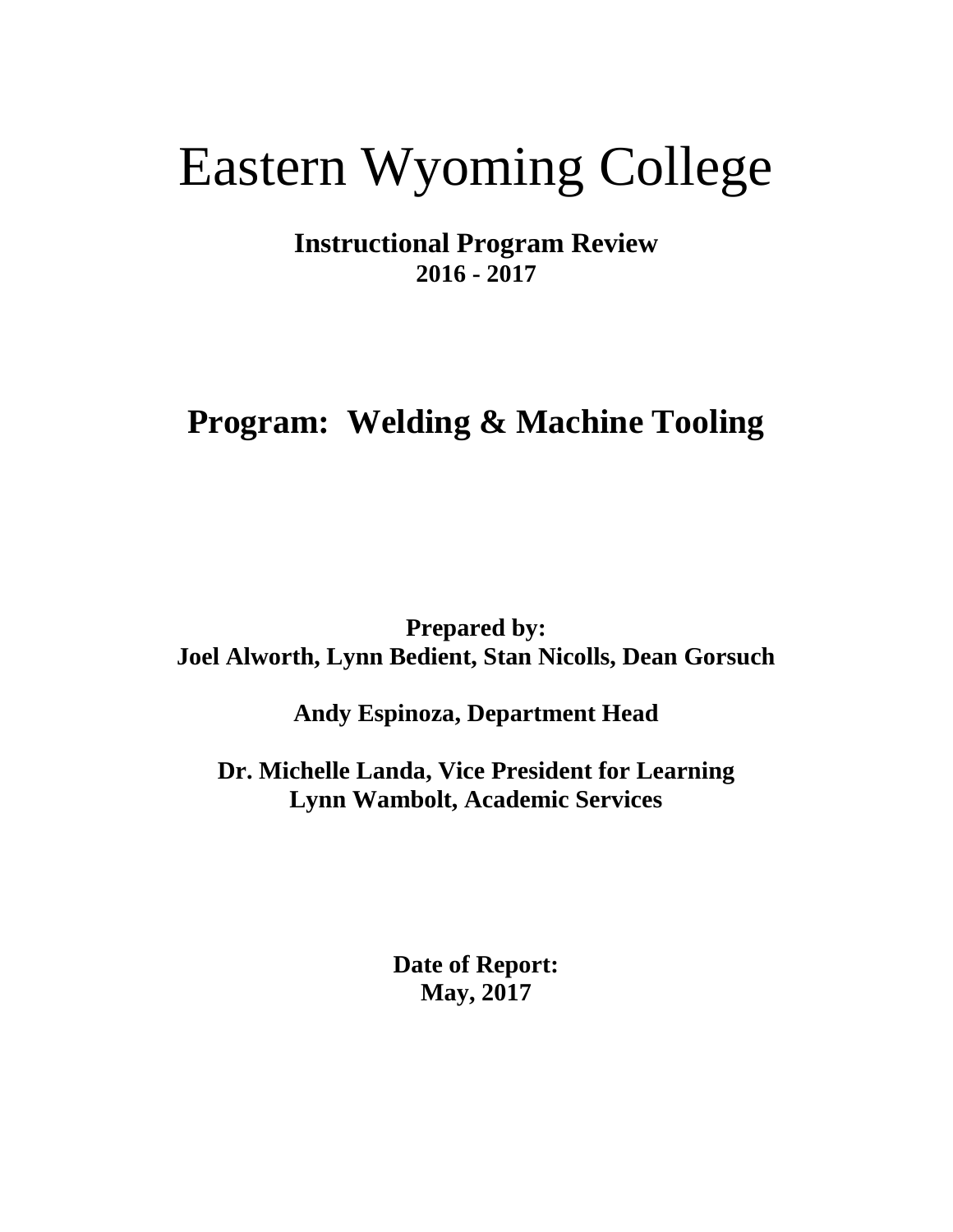# Eastern Wyoming College

**Instructional Program Review**
**2016 - 2017**

## Program: Welding & Machine Tooling

**Prepared by:**
**Joel Alworth, Lynn Bedient, Stan Nicolls, Dean Gorsuch**

**Andy Espinoza, Department Head**

**Dr. Michelle Landa, Vice President for Learning**
**Lynn Wambolt, Academic Services**

**Date of Report:**
**May, 2017**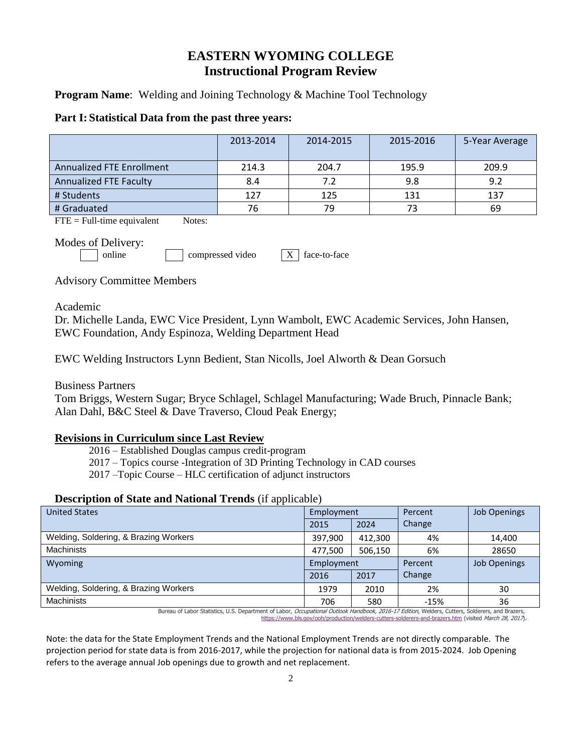# EASTERN WYOMING COLLEGE
# Instructional Program Review

**Program Name**: Welding and Joining Technology & Machine Tool Technology

## Part I: Statistical Data from the past three years:

| | 2013-2014 | 2014-2015 | 2015-2016 | 5-Year Average |
|---|---|---|---|---|
| Annualized FTE Enrollment | 214.3 | 204.7 | 195.9 | 209.9 |
| Annualized FTE Faculty | 8.4 | 7.2 | 9.8 | 9.2 |
| # Students | 127 | 125 | 131 | 137 |
| # Graduated | 76 | 79 | 73 | 69 |

FTE = Full-time equivalent    Notes:

Modes of Delivery:

- [ ] online
- [ ] compressed video
- [X] face-to-face

Advisory Committee Members

Academic

Dr. Michelle Landa, EWC Vice President, Lynn Wambolt, EWC Academic Services, John Hansen, EWC Foundation, Andy Espinoza, Welding Department Head

EWC Welding Instructors Lynn Bedient, Stan Nicolls, Joel Alworth & Dean Gorsuch

Business Partners

Tom Briggs, Western Sugar; Bryce Schlagel, Schlagel Manufacturing; Wade Bruch, Pinnacle Bank; Alan Dahl, B&C Steel & Dave Traverso, Cloud Peak Energy;

### Revisions in Curriculum since Last Review

- 2016 – Established Douglas campus credit-program
- 2017 – Topics course -Integration of 3D Printing Technology in CAD courses
- 2017 –Topic Course – HLC certification of adjunct instructors

### Description of State and National Trends (if applicable)

| United States | Employment | | Percent Change | Job Openings |
|---|---|---|---|---|
| | 2015 | 2024 | | |
| Welding, Soldering, & Brazing Workers | 397,900 | 412,300 | 4% | 14,400 |
| Machinists | 477,500 | 506,150 | 6% | 28650 |
| **Wyoming** | **Employment** | | **Percent Change** | **Job Openings** |
| | 2016 | 2017 | | |
| Welding, Soldering, & Brazing Workers | 1979 | 2010 | 2% | 30 |
| Machinists | 706 | 580 | -15% | 36 |

Bureau of Labor Statistics, U.S. Department of Labor, *Occupational Outlook Handbook, 2016-17 Edition*, Welders, Cutters, Solderers, and Brazers, https://www.bls.gov/ooh/production/welders-cutters-solderers-and-brazers.htm (visited *March 28, 2017*).

Note: the data for the State Employment Trends and the National Employment Trends are not directly comparable. The projection period for state data is from 2016-2017, while the projection for national data is from 2015-2024. Job Opening refers to the average annual Job openings due to growth and net replacement.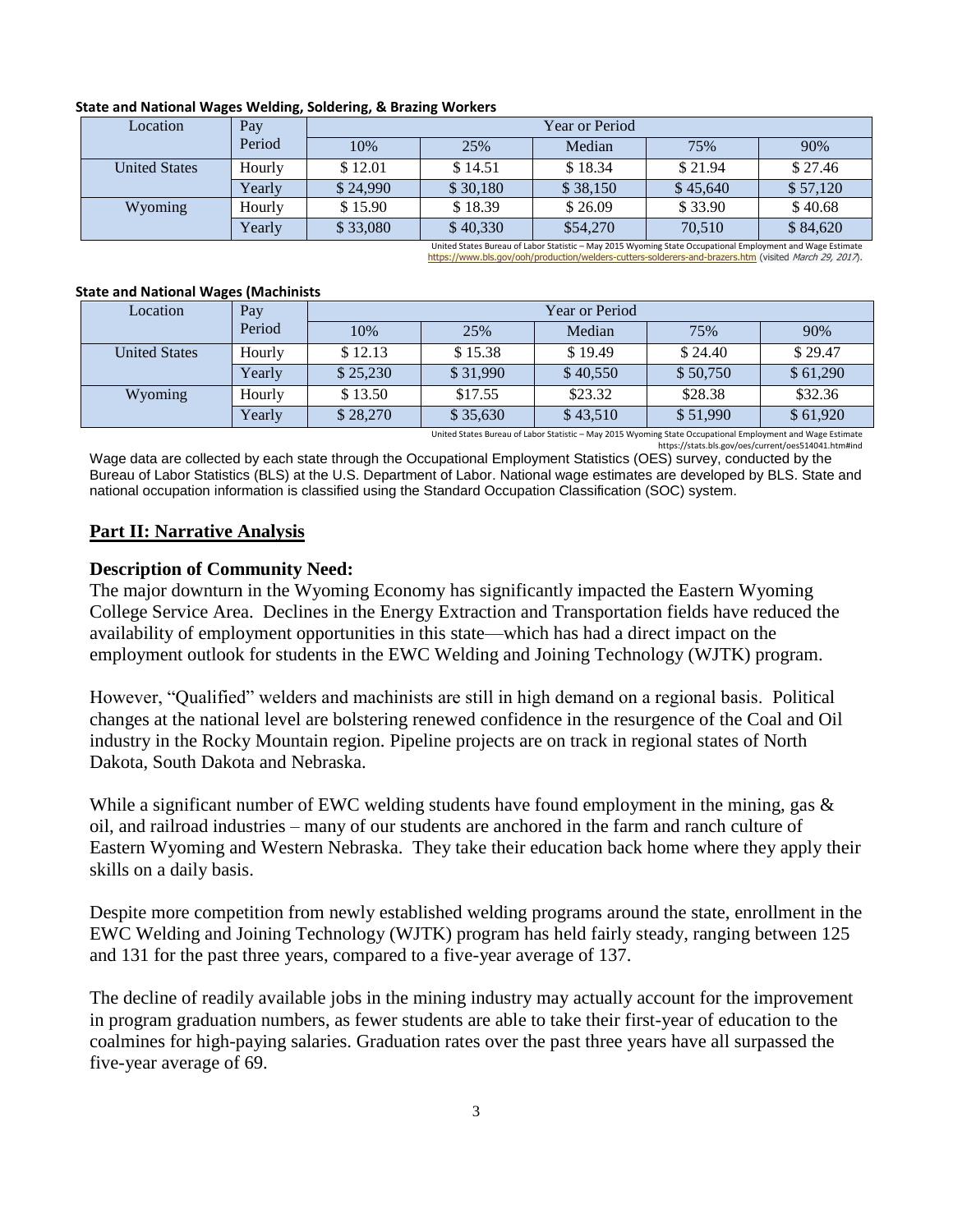**State and National Wages Welding, Soldering, & Brazing Workers**

| Location | Pay Period | Year or Period | | | | |
|---|---|---|---|---|---|---|
| | | 10% | 25% | Median | 75% | 90% |
| United States | Hourly | $ 12.01 | $ 14.51 | $ 18.34 | $ 21.94 | $ 27.46 |
| | Yearly | $ 24,990 | $ 30,180 | $ 38,150 | $ 45,640 | $ 57,120 |
| Wyoming | Hourly | $ 15.90 | $ 18.39 | $ 26.09 | $ 33.90 | $ 40.68 |
| | Yearly | $ 33,080 | $ 40,330 | $54,270 | 70,510 | $ 84,620 |

United States Bureau of Labor Statistic – May 2015 Wyoming State Occupational Employment and Wage Estimate
https://www.bls.gov/ooh/production/welders-cutters-solderers-and-brazers.htm (visited *March 29, 2017*).

**State and National Wages (Machinists**

| Location | Pay Period | Year or Period | | | | |
|---|---|---|---|---|---|---|
| | | 10% | 25% | Median | 75% | 90% |
| United States | Hourly | $ 12.13 | $ 15.38 | $ 19.49 | $ 24.40 | $ 29.47 |
| | Yearly | $ 25,230 | $ 31,990 | $ 40,550 | $ 50,750 | $ 61,290 |
| Wyoming | Hourly | $ 13.50 | $17.55 | $23.32 | $28.38 | $32.36 |
| | Yearly | $ 28,270 | $ 35,630 | $ 43,510 | $ 51,990 | $ 61,920 |

United States Bureau of Labor Statistic – May 2015 Wyoming State Occupational Employment and Wage Estimate
https://stats.bls.gov/oes/current/oes514041.htm#ind

Wage data are collected by each state through the Occupational Employment Statistics (OES) survey, conducted by the Bureau of Labor Statistics (BLS) at the U.S. Department of Labor. National wage estimates are developed by BLS. State and national occupation information is classified using the Standard Occupation Classification (SOC) system.

## Part II: Narrative Analysis

### Description of Community Need:

The major downturn in the Wyoming Economy has significantly impacted the Eastern Wyoming College Service Area. Declines in the Energy Extraction and Transportation fields have reduced the availability of employment opportunities in this state—which has had a direct impact on the employment outlook for students in the EWC Welding and Joining Technology (WJTK) program.

However, "Qualified" welders and machinists are still in high demand on a regional basis. Political changes at the national level are bolstering renewed confidence in the resurgence of the Coal and Oil industry in the Rocky Mountain region. Pipeline projects are on track in regional states of North Dakota, South Dakota and Nebraska.

While a significant number of EWC welding students have found employment in the mining, gas & oil, and railroad industries – many of our students are anchored in the farm and ranch culture of Eastern Wyoming and Western Nebraska. They take their education back home where they apply their skills on a daily basis.

Despite more competition from newly established welding programs around the state, enrollment in the EWC Welding and Joining Technology (WJTK) program has held fairly steady, ranging between 125 and 131 for the past three years, compared to a five-year average of 137.

The decline of readily available jobs in the mining industry may actually account for the improvement in program graduation numbers, as fewer students are able to take their first-year of education to the coalmines for high-paying salaries. Graduation rates over the past three years have all surpassed the five-year average of 69.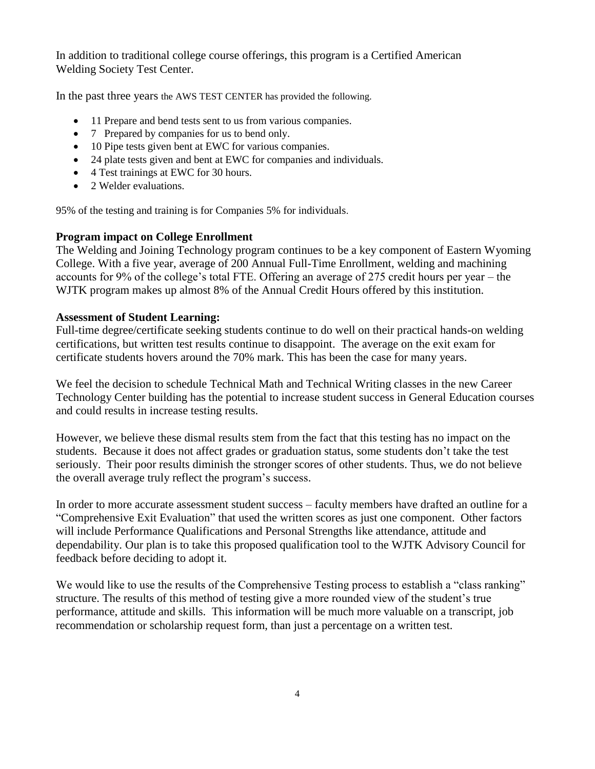In addition to traditional college course offerings, this program is a Certified American Welding Society Test Center.

In the past three years the AWS TEST CENTER has provided the following.

- 11 Prepare and bend tests sent to us from various companies.
- 7 Prepared by companies for us to bend only.
- 10 Pipe tests given bent at EWC for various companies.
- 24 plate tests given and bent at EWC for companies and individuals.
- 4 Test trainings at EWC for 30 hours.
- 2 Welder evaluations.

95% of the testing and training is for Companies 5% for individuals.

**Program impact on College Enrollment**

The Welding and Joining Technology program continues to be a key component of Eastern Wyoming College. With a five year, average of 200 Annual Full-Time Enrollment, welding and machining accounts for 9% of the college's total FTE. Offering an average of 275 credit hours per year – the WJTK program makes up almost 8% of the Annual Credit Hours offered by this institution.

**Assessment of Student Learning:**

Full-time degree/certificate seeking students continue to do well on their practical hands-on welding certifications, but written test results continue to disappoint. The average on the exit exam for certificate students hovers around the 70% mark. This has been the case for many years.

We feel the decision to schedule Technical Math and Technical Writing classes in the new Career Technology Center building has the potential to increase student success in General Education courses and could results in increase testing results.

However, we believe these dismal results stem from the fact that this testing has no impact on the students. Because it does not affect grades or graduation status, some students don't take the test seriously. Their poor results diminish the stronger scores of other students. Thus, we do not believe the overall average truly reflect the program's success.

In order to more accurate assessment student success – faculty members have drafted an outline for a "Comprehensive Exit Evaluation" that used the written scores as just one component. Other factors will include Performance Qualifications and Personal Strengths like attendance, attitude and dependability. Our plan is to take this proposed qualification tool to the WJTK Advisory Council for feedback before deciding to adopt it.

We would like to use the results of the Comprehensive Testing process to establish a "class ranking" structure. The results of this method of testing give a more rounded view of the student's true performance, attitude and skills. This information will be much more valuable on a transcript, job recommendation or scholarship request form, than just a percentage on a written test.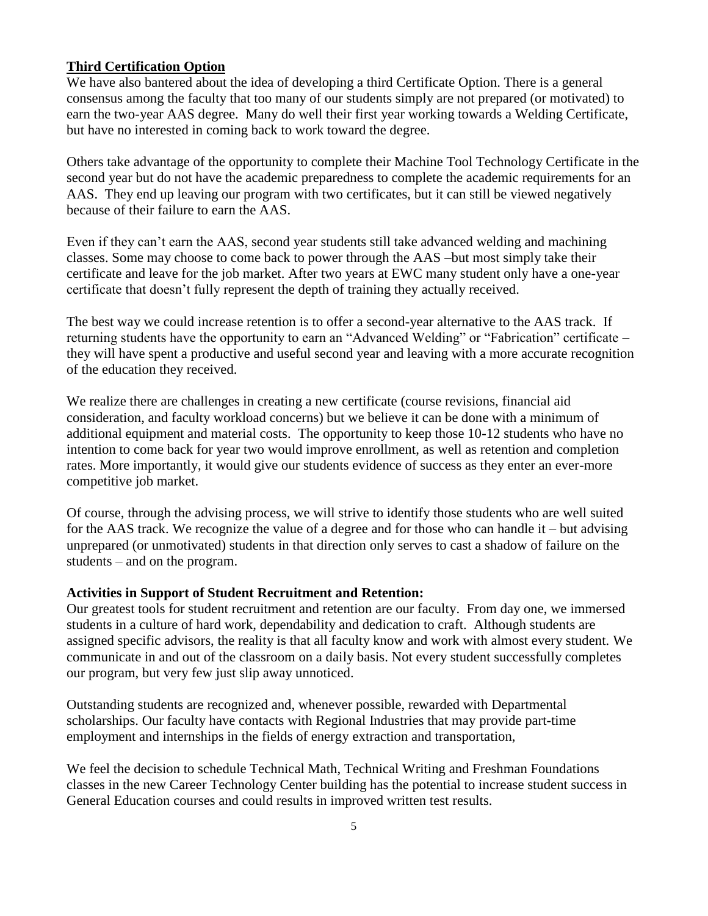## Third Certification Option

We have also bantered about the idea of developing a third Certificate Option. There is a general consensus among the faculty that too many of our students simply are not prepared (or motivated) to earn the two-year AAS degree. Many do well their first year working towards a Welding Certificate, but have no interested in coming back to work toward the degree.

Others take advantage of the opportunity to complete their Machine Tool Technology Certificate in the second year but do not have the academic preparedness to complete the academic requirements for an AAS. They end up leaving our program with two certificates, but it can still be viewed negatively because of their failure to earn the AAS.

Even if they can't earn the AAS, second year students still take advanced welding and machining classes. Some may choose to come back to power through the AAS –but most simply take their certificate and leave for the job market. After two years at EWC many student only have a one-year certificate that doesn't fully represent the depth of training they actually received.

The best way we could increase retention is to offer a second-year alternative to the AAS track. If returning students have the opportunity to earn an "Advanced Welding" or "Fabrication" certificate – they will have spent a productive and useful second year and leaving with a more accurate recognition of the education they received.

We realize there are challenges in creating a new certificate (course revisions, financial aid consideration, and faculty workload concerns) but we believe it can be done with a minimum of additional equipment and material costs. The opportunity to keep those 10-12 students who have no intention to come back for year two would improve enrollment, as well as retention and completion rates. More importantly, it would give our students evidence of success as they enter an ever-more competitive job market.

Of course, through the advising process, we will strive to identify those students who are well suited for the AAS track. We recognize the value of a degree and for those who can handle it – but advising unprepared (or unmotivated) students in that direction only serves to cast a shadow of failure on the students – and on the program.

**Activities in Support of Student Recruitment and Retention:**

Our greatest tools for student recruitment and retention are our faculty. From day one, we immersed students in a culture of hard work, dependability and dedication to craft. Although students are assigned specific advisors, the reality is that all faculty know and work with almost every student. We communicate in and out of the classroom on a daily basis. Not every student successfully completes our program, but very few just slip away unnoticed.

Outstanding students are recognized and, whenever possible, rewarded with Departmental scholarships. Our faculty have contacts with Regional Industries that may provide part-time employment and internships in the fields of energy extraction and transportation,

We feel the decision to schedule Technical Math, Technical Writing and Freshman Foundations classes in the new Career Technology Center building has the potential to increase student success in General Education courses and could results in improved written test results.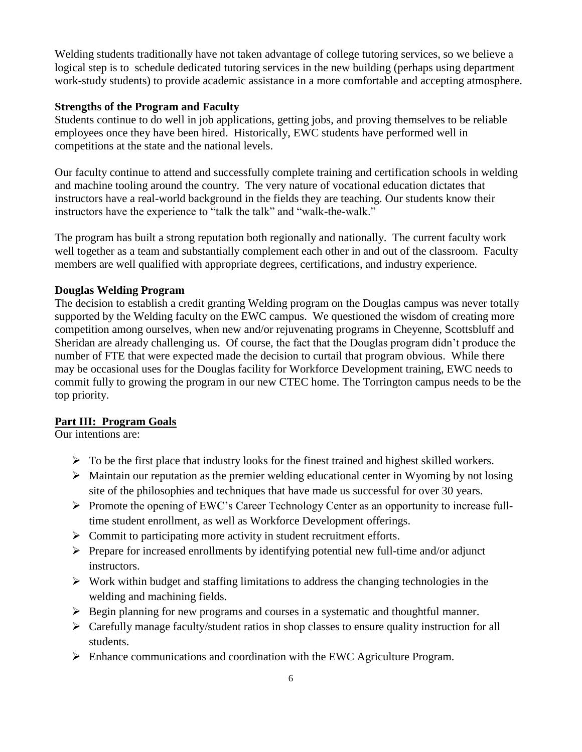Welding students traditionally have not taken advantage of college tutoring services, so we believe a logical step is to schedule dedicated tutoring services in the new building (perhaps using department work-study students) to provide academic assistance in a more comfortable and accepting atmosphere.

**Strengths of the Program and Faculty**

Students continue to do well in job applications, getting jobs, and proving themselves to be reliable employees once they have been hired. Historically, EWC students have performed well in competitions at the state and the national levels.

Our faculty continue to attend and successfully complete training and certification schools in welding and machine tooling around the country. The very nature of vocational education dictates that instructors have a real-world background in the fields they are teaching. Our students know their instructors have the experience to "talk the talk" and "walk-the-walk."

The program has built a strong reputation both regionally and nationally. The current faculty work well together as a team and substantially complement each other in and out of the classroom. Faculty members are well qualified with appropriate degrees, certifications, and industry experience.

**Douglas Welding Program**

The decision to establish a credit granting Welding program on the Douglas campus was never totally supported by the Welding faculty on the EWC campus. We questioned the wisdom of creating more competition among ourselves, when new and/or rejuvenating programs in Cheyenne, Scottsbluff and Sheridan are already challenging us. Of course, the fact that the Douglas program didn't produce the number of FTE that were expected made the decision to curtail that program obvious. While there may be occasional uses for the Douglas facility for Workforce Development training, EWC needs to commit fully to growing the program in our new CTEC home. The Torrington campus needs to be the top priority.

## Part III: Program Goals

Our intentions are:

- To be the first place that industry looks for the finest trained and highest skilled workers.
- Maintain our reputation as the premier welding educational center in Wyoming by not losing site of the philosophies and techniques that have made us successful for over 30 years.
- Promote the opening of EWC's Career Technology Center as an opportunity to increase full-time student enrollment, as well as Workforce Development offerings.
- Commit to participating more activity in student recruitment efforts.
- Prepare for increased enrollments by identifying potential new full-time and/or adjunct instructors.
- Work within budget and staffing limitations to address the changing technologies in the welding and machining fields.
- Begin planning for new programs and courses in a systematic and thoughtful manner.
- Carefully manage faculty/student ratios in shop classes to ensure quality instruction for all students.
- Enhance communications and coordination with the EWC Agriculture Program.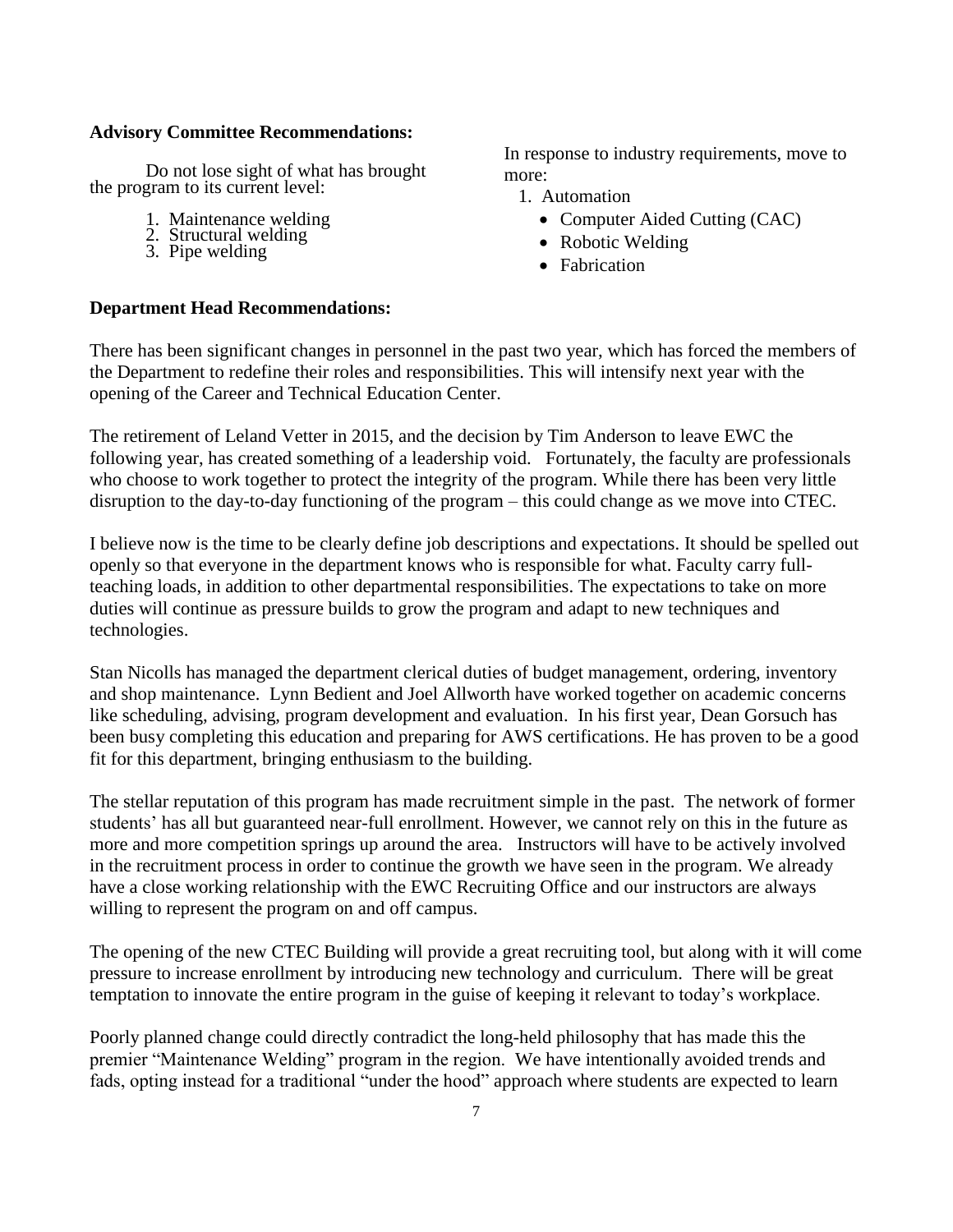**Advisory Committee Recommendations:**

Do not lose sight of what has brought the program to its current level:

1. Maintenance welding
2. Structural welding
3. Pipe welding

In response to industry requirements, move to more:

1. Automation
    - Computer Aided Cutting (CAC)
    - Robotic Welding
    - Fabrication

**Department Head Recommendations:**

There has been significant changes in personnel in the past two year, which has forced the members of the Department to redefine their roles and responsibilities. This will intensify next year with the opening of the Career and Technical Education Center.

The retirement of Leland Vetter in 2015, and the decision by Tim Anderson to leave EWC the following year, has created something of a leadership void. Fortunately, the faculty are professionals who choose to work together to protect the integrity of the program. While there has been very little disruption to the day-to-day functioning of the program – this could change as we move into CTEC.

I believe now is the time to be clearly define job descriptions and expectations. It should be spelled out openly so that everyone in the department knows who is responsible for what. Faculty carry full-teaching loads, in addition to other departmental responsibilities. The expectations to take on more duties will continue as pressure builds to grow the program and adapt to new techniques and technologies.

Stan Nicolls has managed the department clerical duties of budget management, ordering, inventory and shop maintenance. Lynn Bedient and Joel Allworth have worked together on academic concerns like scheduling, advising, program development and evaluation. In his first year, Dean Gorsuch has been busy completing this education and preparing for AWS certifications. He has proven to be a good fit for this department, bringing enthusiasm to the building.

The stellar reputation of this program has made recruitment simple in the past. The network of former students' has all but guaranteed near-full enrollment. However, we cannot rely on this in the future as more and more competition springs up around the area. Instructors will have to be actively involved in the recruitment process in order to continue the growth we have seen in the program. We already have a close working relationship with the EWC Recruiting Office and our instructors are always willing to represent the program on and off campus.

The opening of the new CTEC Building will provide a great recruiting tool, but along with it will come pressure to increase enrollment by introducing new technology and curriculum. There will be great temptation to innovate the entire program in the guise of keeping it relevant to today's workplace.

Poorly planned change could directly contradict the long-held philosophy that has made this the premier "Maintenance Welding" program in the region. We have intentionally avoided trends and fads, opting instead for a traditional "under the hood" approach where students are expected to learn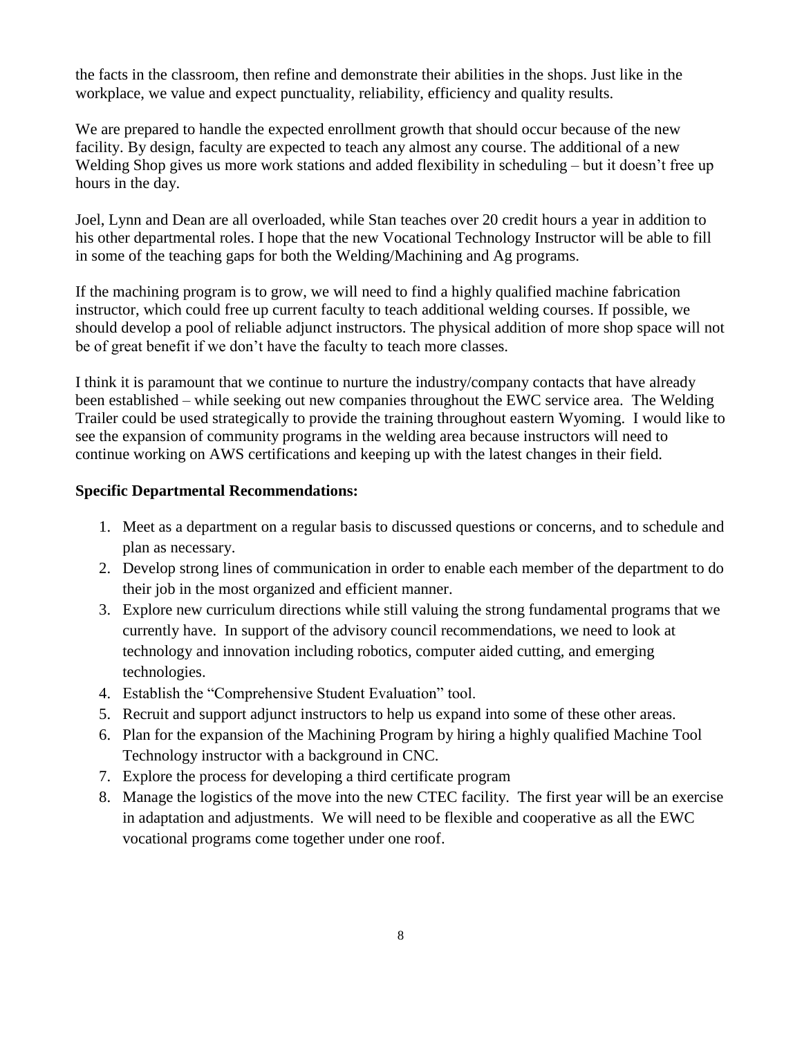the facts in the classroom, then refine and demonstrate their abilities in the shops. Just like in the workplace, we value and expect punctuality, reliability, efficiency and quality results.

We are prepared to handle the expected enrollment growth that should occur because of the new facility. By design, faculty are expected to teach any almost any course. The additional of a new Welding Shop gives us more work stations and added flexibility in scheduling – but it doesn't free up hours in the day.

Joel, Lynn and Dean are all overloaded, while Stan teaches over 20 credit hours a year in addition to his other departmental roles. I hope that the new Vocational Technology Instructor will be able to fill in some of the teaching gaps for both the Welding/Machining and Ag programs.

If the machining program is to grow, we will need to find a highly qualified machine fabrication instructor, which could free up current faculty to teach additional welding courses. If possible, we should develop a pool of reliable adjunct instructors. The physical addition of more shop space will not be of great benefit if we don't have the faculty to teach more classes.

I think it is paramount that we continue to nurture the industry/company contacts that have already been established – while seeking out new companies throughout the EWC service area. The Welding Trailer could be used strategically to provide the training throughout eastern Wyoming. I would like to see the expansion of community programs in the welding area because instructors will need to continue working on AWS certifications and keeping up with the latest changes in their field.

**Specific Departmental Recommendations:**

1. Meet as a department on a regular basis to discussed questions or concerns, and to schedule and plan as necessary.
2. Develop strong lines of communication in order to enable each member of the department to do their job in the most organized and efficient manner.
3. Explore new curriculum directions while still valuing the strong fundamental programs that we currently have. In support of the advisory council recommendations, we need to look at technology and innovation including robotics, computer aided cutting, and emerging technologies.
4. Establish the "Comprehensive Student Evaluation" tool.
5. Recruit and support adjunct instructors to help us expand into some of these other areas.
6. Plan for the expansion of the Machining Program by hiring a highly qualified Machine Tool Technology instructor with a background in CNC.
7. Explore the process for developing a third certificate program
8. Manage the logistics of the move into the new CTEC facility. The first year will be an exercise in adaptation and adjustments. We will need to be flexible and cooperative as all the EWC vocational programs come together under one roof.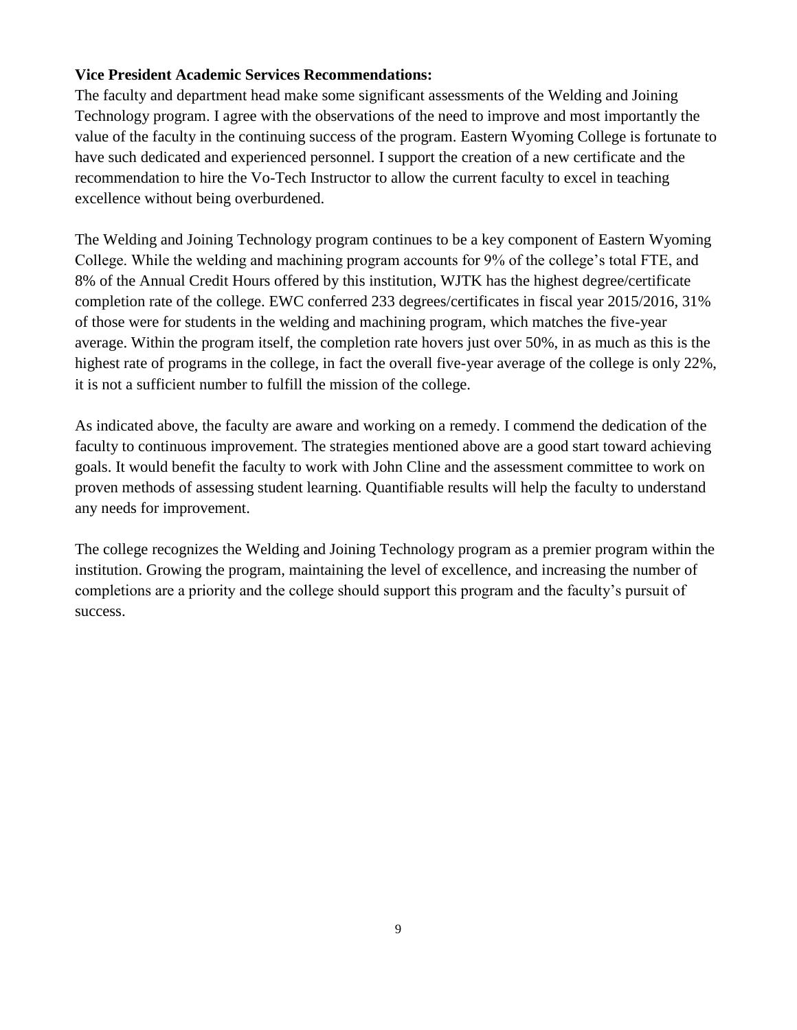**Vice President Academic Services Recommendations:**

The faculty and department head make some significant assessments of the Welding and Joining Technology program. I agree with the observations of the need to improve and most importantly the value of the faculty in the continuing success of the program. Eastern Wyoming College is fortunate to have such dedicated and experienced personnel. I support the creation of a new certificate and the recommendation to hire the Vo-Tech Instructor to allow the current faculty to excel in teaching excellence without being overburdened.

The Welding and Joining Technology program continues to be a key component of Eastern Wyoming College. While the welding and machining program accounts for 9% of the college's total FTE, and 8% of the Annual Credit Hours offered by this institution, WJTK has the highest degree/certificate completion rate of the college. EWC conferred 233 degrees/certificates in fiscal year 2015/2016, 31% of those were for students in the welding and machining program, which matches the five-year average. Within the program itself, the completion rate hovers just over 50%, in as much as this is the highest rate of programs in the college, in fact the overall five-year average of the college is only 22%, it is not a sufficient number to fulfill the mission of the college.

As indicated above, the faculty are aware and working on a remedy. I commend the dedication of the faculty to continuous improvement. The strategies mentioned above are a good start toward achieving goals. It would benefit the faculty to work with John Cline and the assessment committee to work on proven methods of assessing student learning. Quantifiable results will help the faculty to understand any needs for improvement.

The college recognizes the Welding and Joining Technology program as a premier program within the institution. Growing the program, maintaining the level of excellence, and increasing the number of completions are a priority and the college should support this program and the faculty's pursuit of success.